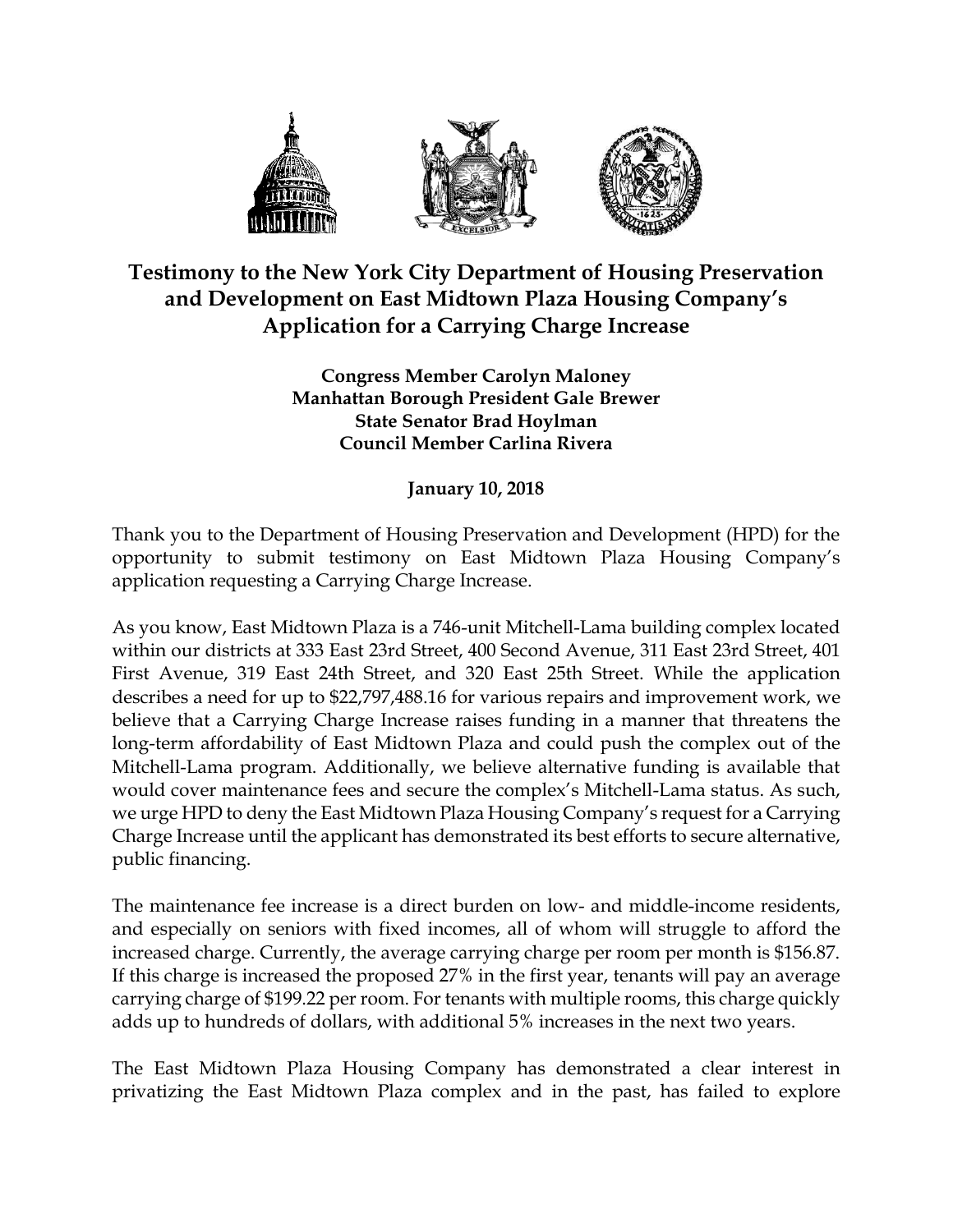# Testimony to the New York City Department of Housing Preservation and Development on East Midtown Plaza Housing Company's Application for a Carrying Charge Increase

**Congress Member Carolyn Maloney**
**Manhattan Borough President Gale Brewer**
**State Senator Brad Hoylman**
**Council Member Carlina Rivera**

**January 10, 2018**

Thank you to the Department of Housing Preservation and Development (HPD) for the opportunity to submit testimony on East Midtown Plaza Housing Company's application requesting a Carrying Charge Increase.

As you know, East Midtown Plaza is a 746-unit Mitchell-Lama building complex located within our districts at 333 East 23rd Street, 400 Second Avenue, 311 East 23rd Street, 401 First Avenue, 319 East 24th Street, and 320 East 25th Street. While the application describes a need for up to $22,797,488.16 for various repairs and improvement work, we believe that a Carrying Charge Increase raises funding in a manner that threatens the long-term affordability of East Midtown Plaza and could push the complex out of the Mitchell-Lama program. Additionally, we believe alternative funding is available that would cover maintenance fees and secure the complex's Mitchell-Lama status. As such, we urge HPD to deny the East Midtown Plaza Housing Company's request for a Carrying Charge Increase until the applicant has demonstrated its best efforts to secure alternative, public financing.

The maintenance fee increase is a direct burden on low- and middle-income residents, and especially on seniors with fixed incomes, all of whom will struggle to afford the increased charge. Currently, the average carrying charge per room per month is $156.87. If this charge is increased the proposed 27% in the first year, tenants will pay an average carrying charge of $199.22 per room. For tenants with multiple rooms, this charge quickly adds up to hundreds of dollars, with additional 5% increases in the next two years.

The East Midtown Plaza Housing Company has demonstrated a clear interest in privatizing the East Midtown Plaza complex and in the past, has failed to explore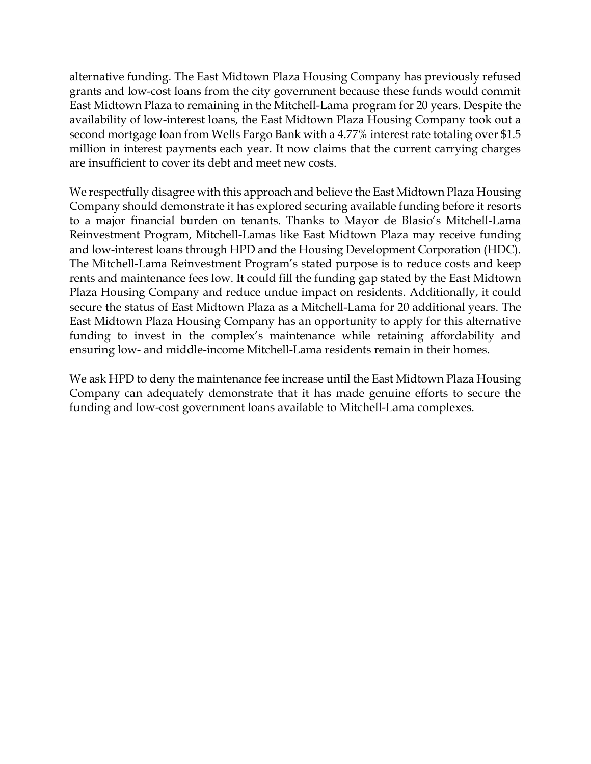alternative funding. The East Midtown Plaza Housing Company has previously refused grants and low-cost loans from the city government because these funds would commit East Midtown Plaza to remaining in the Mitchell-Lama program for 20 years. Despite the availability of low-interest loans, the East Midtown Plaza Housing Company took out a second mortgage loan from Wells Fargo Bank with a 4.77% interest rate totaling over $1.5 million in interest payments each year. It now claims that the current carrying charges are insufficient to cover its debt and meet new costs.

We respectfully disagree with this approach and believe the East Midtown Plaza Housing Company should demonstrate it has explored securing available funding before it resorts to a major financial burden on tenants. Thanks to Mayor de Blasio's Mitchell-Lama Reinvestment Program, Mitchell-Lamas like East Midtown Plaza may receive funding and low-interest loans through HPD and the Housing Development Corporation (HDC). The Mitchell-Lama Reinvestment Program's stated purpose is to reduce costs and keep rents and maintenance fees low. It could fill the funding gap stated by the East Midtown Plaza Housing Company and reduce undue impact on residents. Additionally, it could secure the status of East Midtown Plaza as a Mitchell-Lama for 20 additional years. The East Midtown Plaza Housing Company has an opportunity to apply for this alternative funding to invest in the complex's maintenance while retaining affordability and ensuring low- and middle-income Mitchell-Lama residents remain in their homes.

We ask HPD to deny the maintenance fee increase until the East Midtown Plaza Housing Company can adequately demonstrate that it has made genuine efforts to secure the funding and low-cost government loans available to Mitchell-Lama complexes.